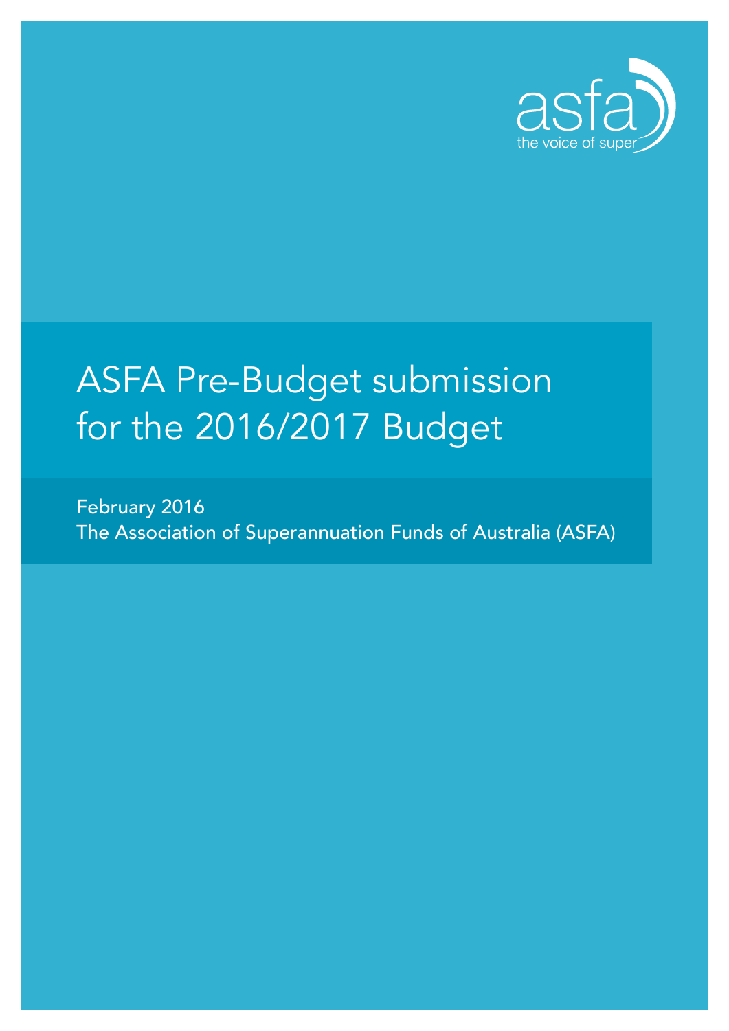asfa

the voice of super

# ASFA Pre-Budget submission for the 2016/2017 Budget

February 2016

The Association of Superannuation Funds of Australia (ASFA)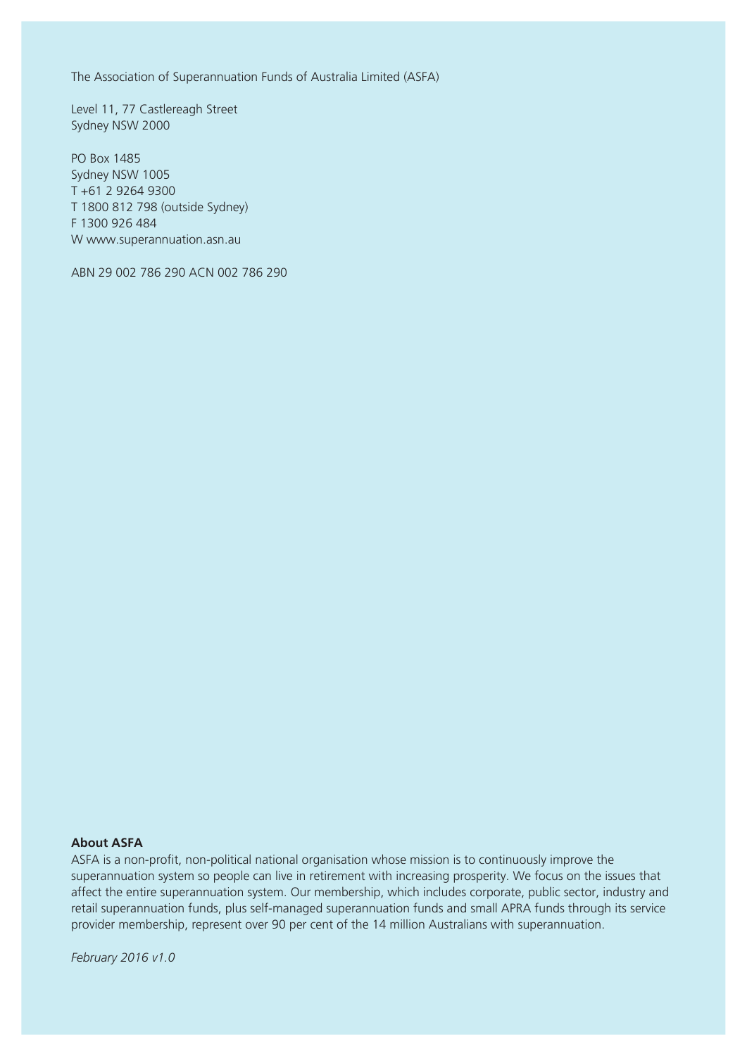The Association of Superannuation Funds of Australia Limited (ASFA)

Level 11, 77 Castlereagh Street
Sydney NSW 2000

PO Box 1485
Sydney NSW 1005
T +61 2 9264 9300
T 1800 812 798 (outside Sydney)
F 1300 926 484
W www.superannuation.asn.au

ABN 29 002 786 290 ACN 002 786 290

**About ASFA**

ASFA is a non-profit, non-political national organisation whose mission is to continuously improve the superannuation system so people can live in retirement with increasing prosperity. We focus on the issues that affect the entire superannuation system. Our membership, which includes corporate, public sector, industry and retail superannuation funds, plus self-managed superannuation funds and small APRA funds through its service provider membership, represent over 90 per cent of the 14 million Australians with superannuation.

*February 2016 v1.0*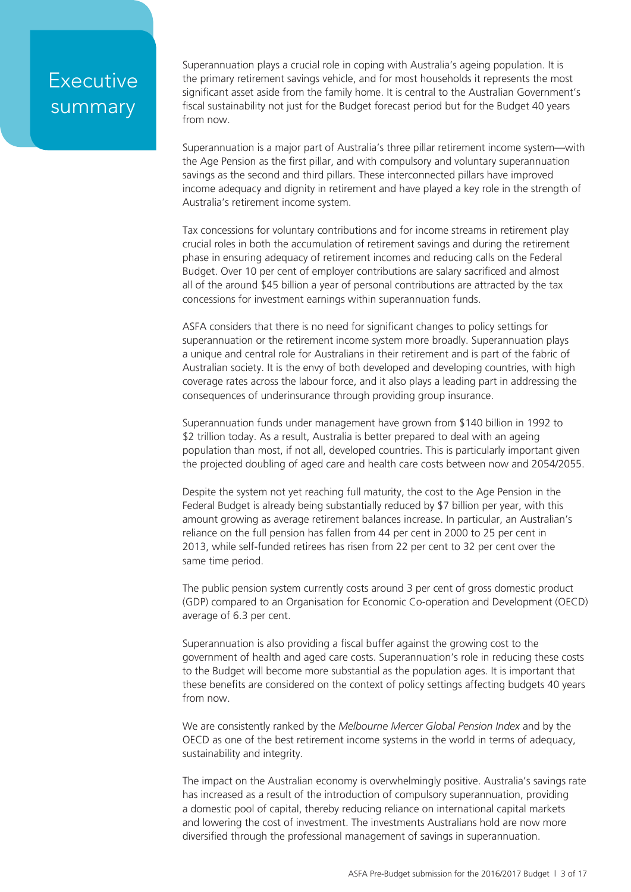# Executive summary

Superannuation plays a crucial role in coping with Australia's ageing population. It is the primary retirement savings vehicle, and for most households it represents the most significant asset aside from the family home. It is central to the Australian Government's fiscal sustainability not just for the Budget forecast period but for the Budget 40 years from now.

Superannuation is a major part of Australia's three pillar retirement income system—with the Age Pension as the first pillar, and with compulsory and voluntary superannuation savings as the second and third pillars. These interconnected pillars have improved income adequacy and dignity in retirement and have played a key role in the strength of Australia's retirement income system.

Tax concessions for voluntary contributions and for income streams in retirement play crucial roles in both the accumulation of retirement savings and during the retirement phase in ensuring adequacy of retirement incomes and reducing calls on the Federal Budget. Over 10 per cent of employer contributions are salary sacrificed and almost all of the around $45 billion a year of personal contributions are attracted by the tax concessions for investment earnings within superannuation funds.

ASFA considers that there is no need for significant changes to policy settings for superannuation or the retirement income system more broadly. Superannuation plays a unique and central role for Australians in their retirement and is part of the fabric of Australian society. It is the envy of both developed and developing countries, with high coverage rates across the labour force, and it also plays a leading part in addressing the consequences of underinsurance through providing group insurance.

Superannuation funds under management have grown from $140 billion in 1992 to $2 trillion today. As a result, Australia is better prepared to deal with an ageing population than most, if not all, developed countries. This is particularly important given the projected doubling of aged care and health care costs between now and 2054/2055.

Despite the system not yet reaching full maturity, the cost to the Age Pension in the Federal Budget is already being substantially reduced by $7 billion per year, with this amount growing as average retirement balances increase. In particular, an Australian's reliance on the full pension has fallen from 44 per cent in 2000 to 25 per cent in 2013, while self-funded retirees has risen from 22 per cent to 32 per cent over the same time period.

The public pension system currently costs around 3 per cent of gross domestic product (GDP) compared to an Organisation for Economic Co-operation and Development (OECD) average of 6.3 per cent.

Superannuation is also providing a fiscal buffer against the growing cost to the government of health and aged care costs. Superannuation's role in reducing these costs to the Budget will become more substantial as the population ages. It is important that these benefits are considered on the context of policy settings affecting budgets 40 years from now.

We are consistently ranked by the *Melbourne Mercer Global Pension Index* and by the OECD as one of the best retirement income systems in the world in terms of adequacy, sustainability and integrity.

The impact on the Australian economy is overwhelmingly positive. Australia's savings rate has increased as a result of the introduction of compulsory superannuation, providing a domestic pool of capital, thereby reducing reliance on international capital markets and lowering the cost of investment. The investments Australians hold are now more diversified through the professional management of savings in superannuation.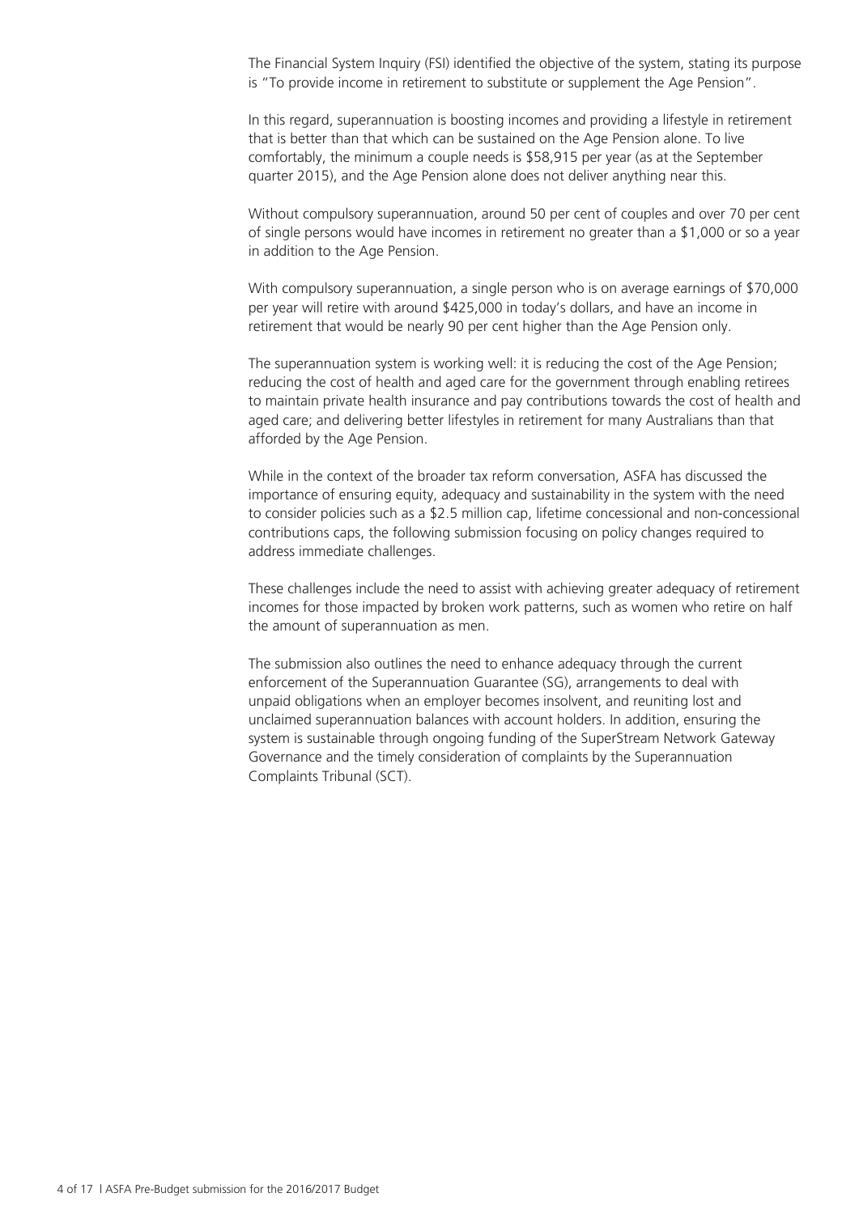The Financial System Inquiry (FSI) identified the objective of the system, stating its purpose is "To provide income in retirement to substitute or supplement the Age Pension".

In this regard, superannuation is boosting incomes and providing a lifestyle in retirement that is better than that which can be sustained on the Age Pension alone. To live comfortably, the minimum a couple needs is $58,915 per year (as at the September quarter 2015), and the Age Pension alone does not deliver anything near this.

Without compulsory superannuation, around 50 per cent of couples and over 70 per cent of single persons would have incomes in retirement no greater than a $1,000 or so a year in addition to the Age Pension.

With compulsory superannuation, a single person who is on average earnings of $70,000 per year will retire with around $425,000 in today's dollars, and have an income in retirement that would be nearly 90 per cent higher than the Age Pension only.

The superannuation system is working well: it is reducing the cost of the Age Pension; reducing the cost of health and aged care for the government through enabling retirees to maintain private health insurance and pay contributions towards the cost of health and aged care; and delivering better lifestyles in retirement for many Australians than that afforded by the Age Pension.

While in the context of the broader tax reform conversation, ASFA has discussed the importance of ensuring equity, adequacy and sustainability in the system with the need to consider policies such as a $2.5 million cap, lifetime concessional and non-concessional contributions caps, the following submission focusing on policy changes required to address immediate challenges.

These challenges include the need to assist with achieving greater adequacy of retirement incomes for those impacted by broken work patterns, such as women who retire on half the amount of superannuation as men.

The submission also outlines the need to enhance adequacy through the current enforcement of the Superannuation Guarantee (SG), arrangements to deal with unpaid obligations when an employer becomes insolvent, and reuniting lost and unclaimed superannuation balances with account holders. In addition, ensuring the system is sustainable through ongoing funding of the SuperStream Network Gateway Governance and the timely consideration of complaints by the Superannuation Complaints Tribunal (SCT).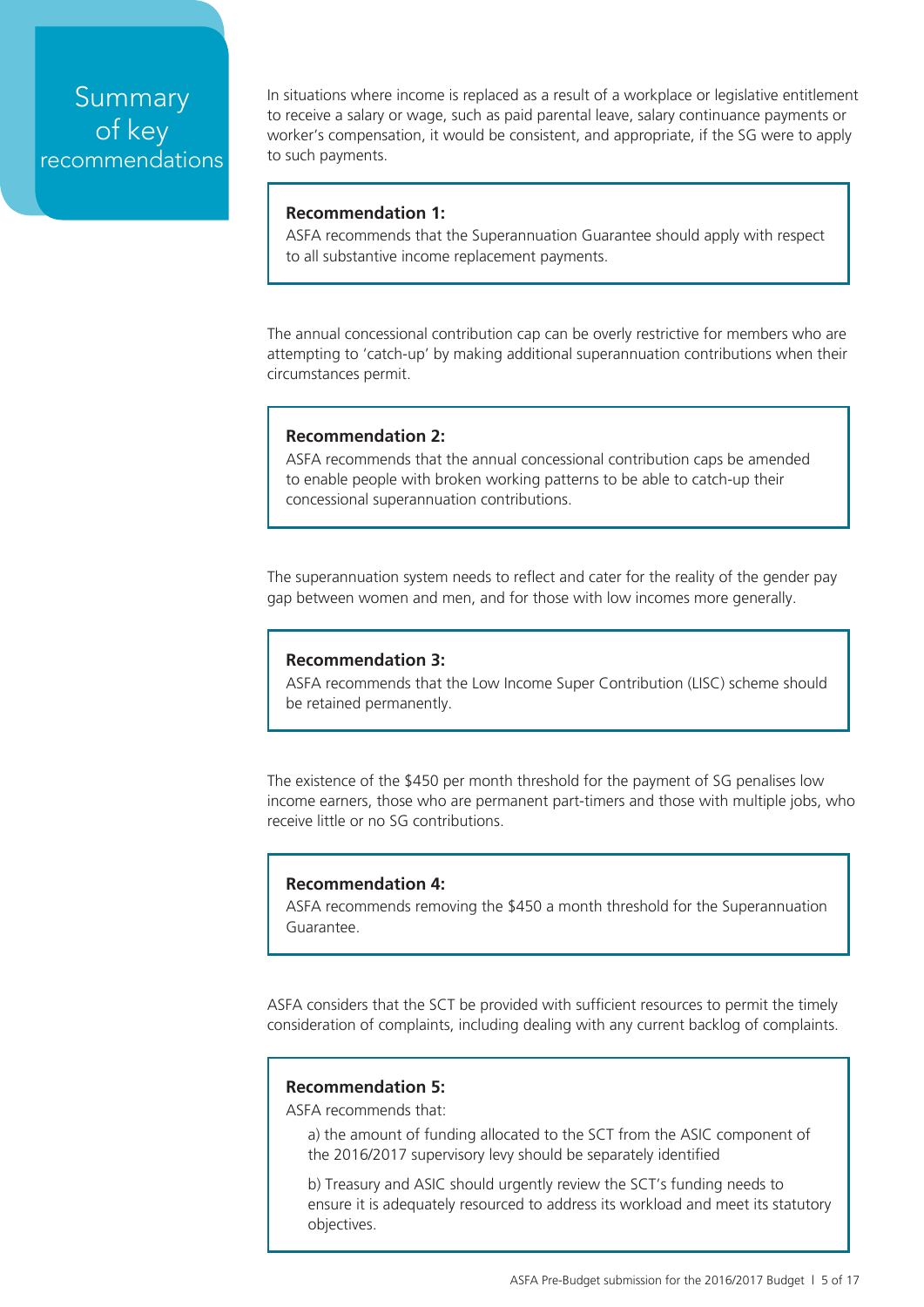# Summary of key recommendations

In situations where income is replaced as a result of a workplace or legislative entitlement to receive a salary or wage, such as paid parental leave, salary continuance payments or worker's compensation, it would be consistent, and appropriate, if the SG were to apply to such payments.

> **Recommendation 1:**
> ASFA recommends that the Superannuation Guarantee should apply with respect to all substantive income replacement payments.

The annual concessional contribution cap can be overly restrictive for members who are attempting to 'catch-up' by making additional superannuation contributions when their circumstances permit.

> **Recommendation 2:**
> ASFA recommends that the annual concessional contribution caps be amended to enable people with broken working patterns to be able to catch-up their concessional superannuation contributions.

The superannuation system needs to reflect and cater for the reality of the gender pay gap between women and men, and for those with low incomes more generally.

> **Recommendation 3:**
> ASFA recommends that the Low Income Super Contribution (LISC) scheme should be retained permanently.

The existence of the $450 per month threshold for the payment of SG penalises low income earners, those who are permanent part-timers and those with multiple jobs, who receive little or no SG contributions.

> **Recommendation 4:**
> ASFA recommends removing the $450 a month threshold for the Superannuation Guarantee.

ASFA considers that the SCT be provided with sufficient resources to permit the timely consideration of complaints, including dealing with any current backlog of complaints.

> **Recommendation 5:**
> ASFA recommends that:
>
> a) the amount of funding allocated to the SCT from the ASIC component of the 2016/2017 supervisory levy should be separately identified
>
> b) Treasury and ASIC should urgently review the SCT's funding needs to ensure it is adequately resourced to address its workload and meet its statutory objectives.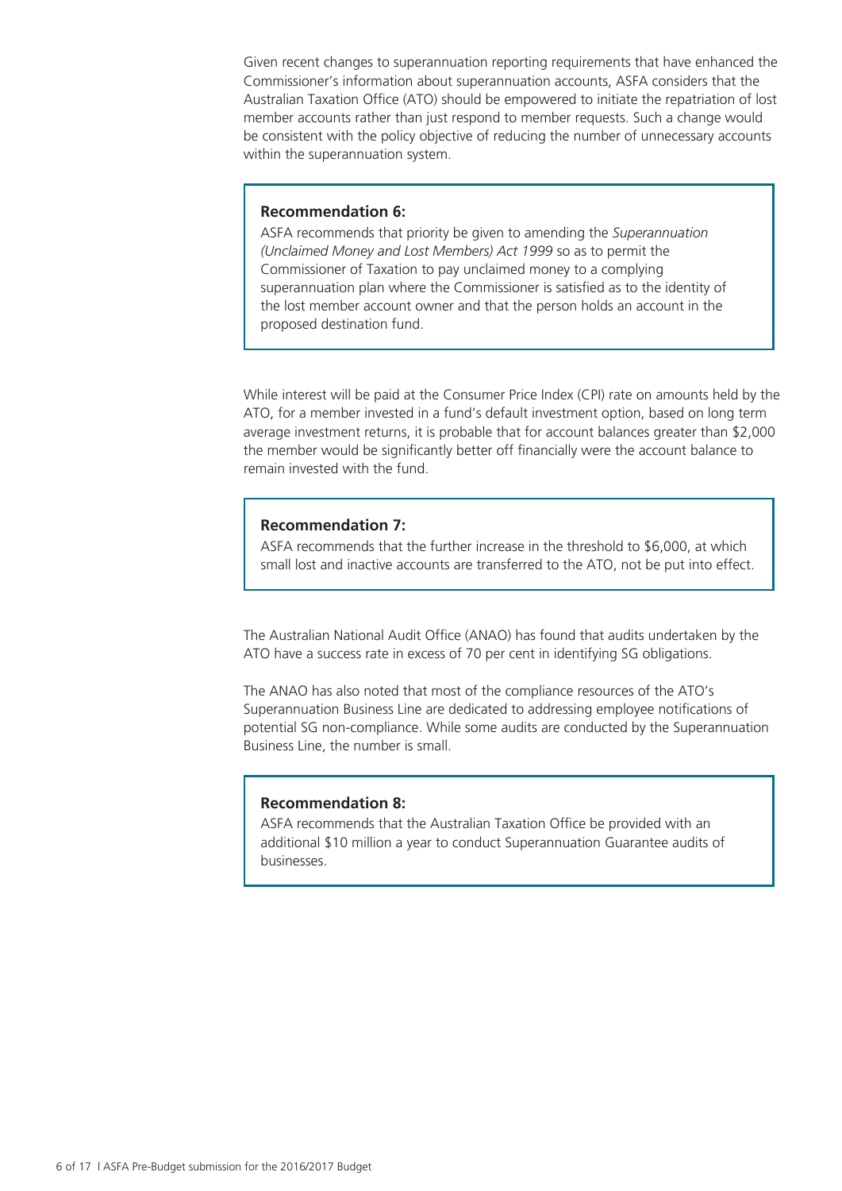Given recent changes to superannuation reporting requirements that have enhanced the Commissioner's information about superannuation accounts, ASFA considers that the Australian Taxation Office (ATO) should be empowered to initiate the repatriation of lost member accounts rather than just respond to member requests. Such a change would be consistent with the policy objective of reducing the number of unnecessary accounts within the superannuation system.

**Recommendation 6:**

ASFA recommends that priority be given to amending the *Superannuation (Unclaimed Money and Lost Members) Act 1999* so as to permit the Commissioner of Taxation to pay unclaimed money to a complying superannuation plan where the Commissioner is satisfied as to the identity of the lost member account owner and that the person holds an account in the proposed destination fund.

While interest will be paid at the Consumer Price Index (CPI) rate on amounts held by the ATO, for a member invested in a fund's default investment option, based on long term average investment returns, it is probable that for account balances greater than $2,000 the member would be significantly better off financially were the account balance to remain invested with the fund.

**Recommendation 7:**

ASFA recommends that the further increase in the threshold to $6,000, at which small lost and inactive accounts are transferred to the ATO, not be put into effect.

The Australian National Audit Office (ANAO) has found that audits undertaken by the ATO have a success rate in excess of 70 per cent in identifying SG obligations.

The ANAO has also noted that most of the compliance resources of the ATO's Superannuation Business Line are dedicated to addressing employee notifications of potential SG non-compliance. While some audits are conducted by the Superannuation Business Line, the number is small.

**Recommendation 8:**

ASFA recommends that the Australian Taxation Office be provided with an additional $10 million a year to conduct Superannuation Guarantee audits of businesses.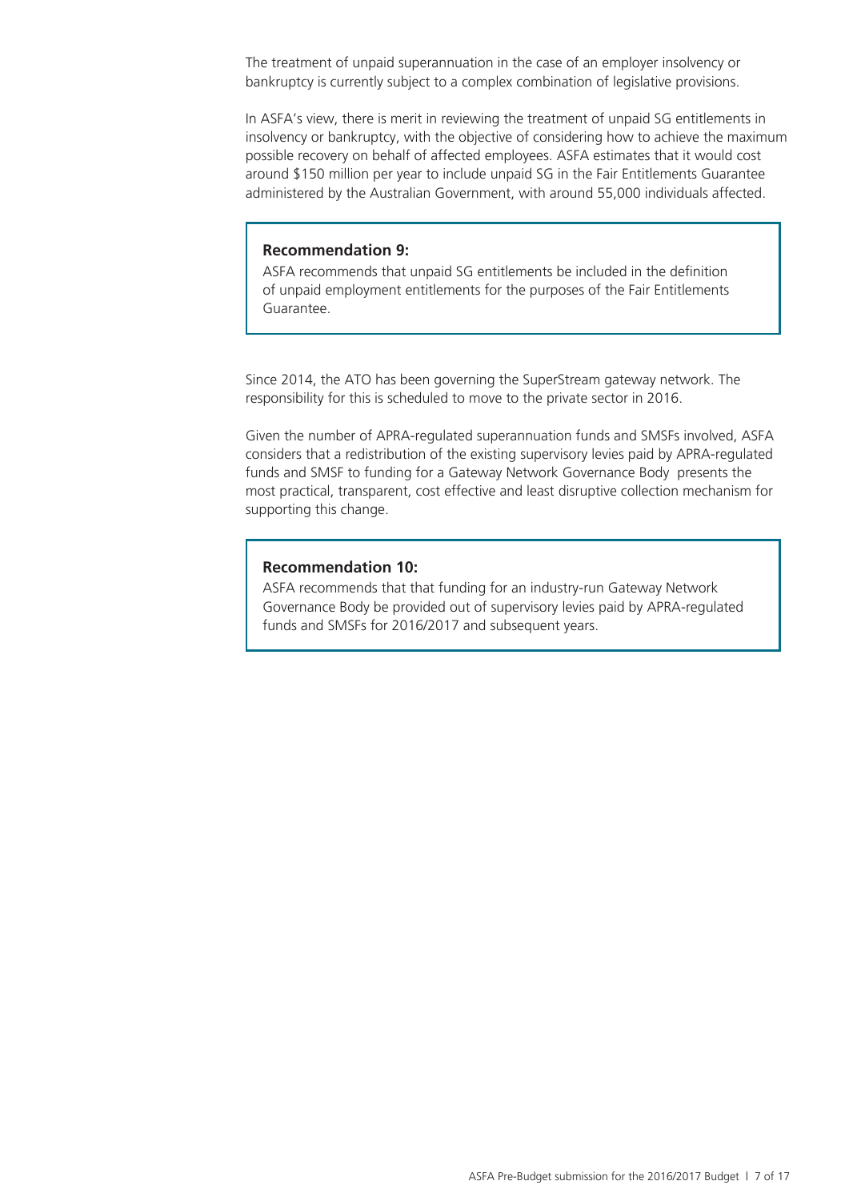The treatment of unpaid superannuation in the case of an employer insolvency or bankruptcy is currently subject to a complex combination of legislative provisions.

In ASFA's view, there is merit in reviewing the treatment of unpaid SG entitlements in insolvency or bankruptcy, with the objective of considering how to achieve the maximum possible recovery on behalf of affected employees. ASFA estimates that it would cost around $150 million per year to include unpaid SG in the Fair Entitlements Guarantee administered by the Australian Government, with around 55,000 individuals affected.

> **Recommendation 9:**
> ASFA recommends that unpaid SG entitlements be included in the definition of unpaid employment entitlements for the purposes of the Fair Entitlements Guarantee.

Since 2014, the ATO has been governing the SuperStream gateway network. The responsibility for this is scheduled to move to the private sector in 2016.

Given the number of APRA-regulated superannuation funds and SMSFs involved, ASFA considers that a redistribution of the existing supervisory levies paid by APRA-regulated funds and SMSF to funding for a Gateway Network Governance Body presents the most practical, transparent, cost effective and least disruptive collection mechanism for supporting this change.

> **Recommendation 10:**
> ASFA recommends that that funding for an industry-run Gateway Network Governance Body be provided out of supervisory levies paid by APRA-regulated funds and SMSFs for 2016/2017 and subsequent years.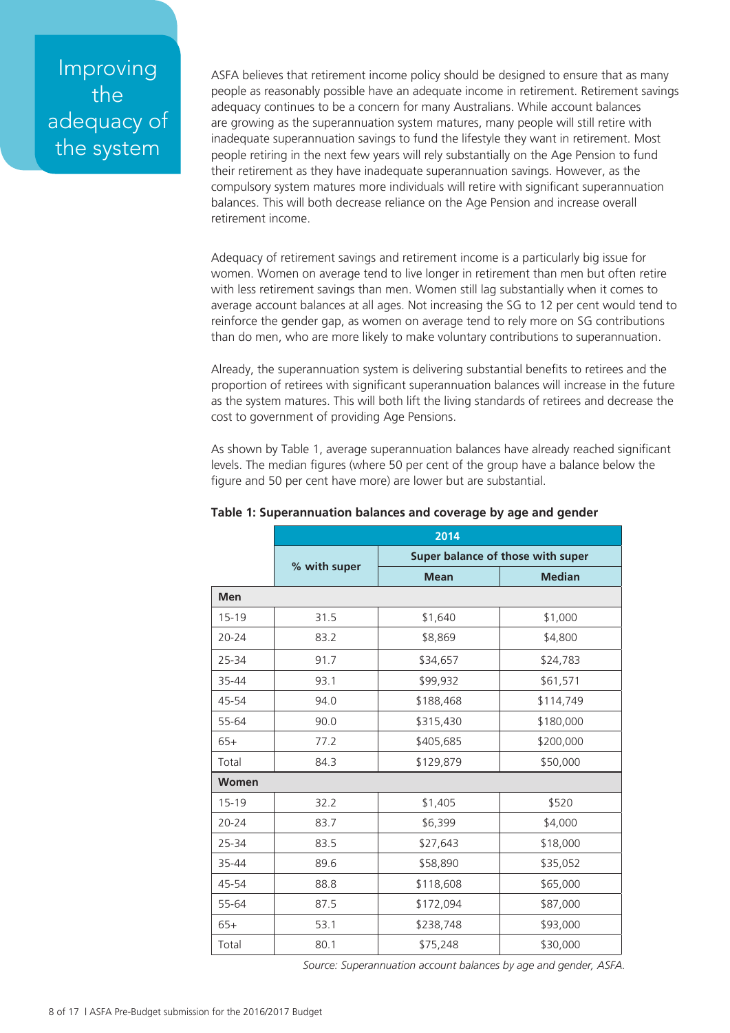# Improving the adequacy of the system

ASFA believes that retirement income policy should be designed to ensure that as many people as reasonably possible have an adequate income in retirement. Retirement savings adequacy continues to be a concern for many Australians. While account balances are growing as the superannuation system matures, many people will still retire with inadequate superannuation savings to fund the lifestyle they want in retirement. Most people retiring in the next few years will rely substantially on the Age Pension to fund their retirement as they have inadequate superannuation savings. However, as the compulsory system matures more individuals will retire with significant superannuation balances. This will both decrease reliance on the Age Pension and increase overall retirement income.

Adequacy of retirement savings and retirement income is a particularly big issue for women. Women on average tend to live longer in retirement than men but often retire with less retirement savings than men. Women still lag substantially when it comes to average account balances at all ages. Not increasing the SG to 12 per cent would tend to reinforce the gender gap, as women on average tend to rely more on SG contributions than do men, who are more likely to make voluntary contributions to superannuation.

Already, the superannuation system is delivering substantial benefits to retirees and the proportion of retirees with significant superannuation balances will increase in the future as the system matures. This will both lift the living standards of retirees and decrease the cost to government of providing Age Pensions.

As shown by Table 1, average superannuation balances have already reached significant levels. The median figures (where 50 per cent of the group have a balance below the figure and 50 per cent have more) are lower but are substantial.

**Table 1: Superannuation balances and coverage by age and gender**

| | 2014 | | |
|---|---|---|---|
| | % with super | Super balance of those with super | |
| | | Mean | Median |
| **Men** | | | |
| 15-19 | 31.5 | $1,640 | $1,000 |
| 20-24 | 83.2 | $8,869 | $4,800 |
| 25-34 | 91.7 | $34,657 | $24,783 |
| 35-44 | 93.1 | $99,932 | $61,571 |
| 45-54 | 94.0 | $188,468 | $114,749 |
| 55-64 | 90.0 | $315,430 | $180,000 |
| 65+ | 77.2 | $405,685 | $200,000 |
| Total | 84.3 | $129,879 | $50,000 |
| **Women** | | | |
| 15-19 | 32.2 | $1,405 | $520 |
| 20-24 | 83.7 | $6,399 | $4,000 |
| 25-34 | 83.5 | $27,643 | $18,000 |
| 35-44 | 89.6 | $58,890 | $35,052 |
| 45-54 | 88.8 | $118,608 | $65,000 |
| 55-64 | 87.5 | $172,094 | $87,000 |
| 65+ | 53.1 | $238,748 | $93,000 |
| Total | 80.1 | $75,248 | $30,000 |

*Source: Superannuation account balances by age and gender, ASFA.*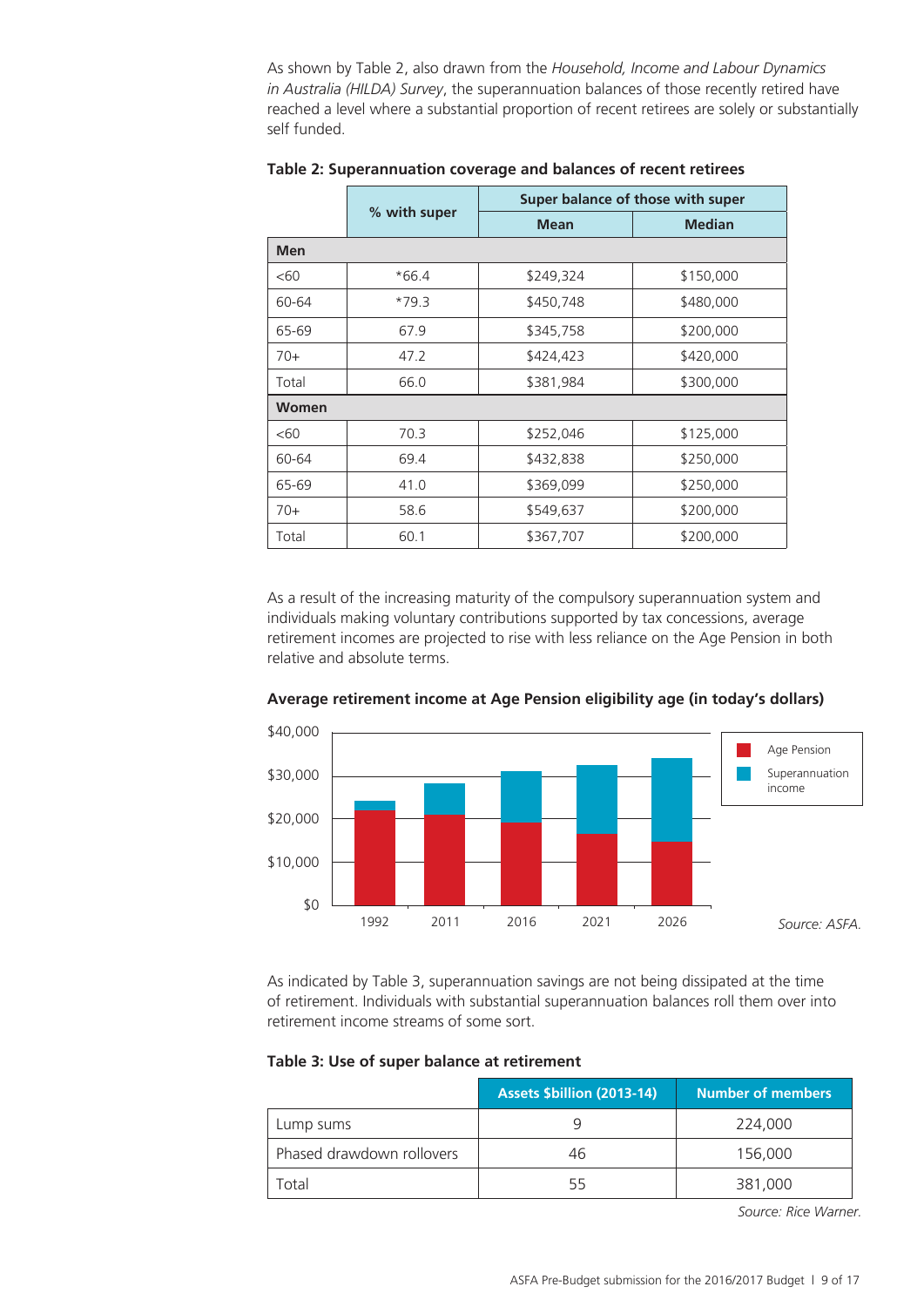As shown by Table 2, also drawn from the *Household, Income and Labour Dynamics in Australia (HILDA) Survey*, the superannuation balances of those recently retired have reached a level where a substantial proportion of recent retirees are solely or substantially self funded.

**Table 2: Superannuation coverage and balances of recent retirees**

| | % with super | Super balance of those with super | |
|---|---|---|---|
| | | Mean | Median |
| **Men** | | | |
| <60 | *66.4 | $249,324 | $150,000 |
| 60-64 | *79.3 | $450,748 | $480,000 |
| 65-69 | 67.9 | $345,758 | $200,000 |
| 70+ | 47.2 | $424,423 | $420,000 |
| Total | 66.0 | $381,984 | $300,000 |
| **Women** | | | |
| <60 | 70.3 | $252,046 | $125,000 |
| 60-64 | 69.4 | $432,838 | $250,000 |
| 65-69 | 41.0 | $369,099 | $250,000 |
| 70+ | 58.6 | $549,637 | $200,000 |
| Total | 60.1 | $367,707 | $200,000 |

As a result of the increasing maturity of the compulsory superannuation system and individuals making voluntary contributions supported by tax concessions, average retirement incomes are projected to rise with less reliance on the Age Pension in both relative and absolute terms.

**Average retirement income at Age Pension eligibility age (in today's dollars)**

$40,000
$30,000
$20,000
$10,000
$0

1992
2011
2016
2021
2026

Age Pension
Superannuation income

Source: ASFA.

As indicated by Table 3, superannuation savings are not being dissipated at the time of retirement. Individuals with substantial superannuation balances roll them over into retirement income streams of some sort.

**Table 3: Use of super balance at retirement**

| | Assets $billion (2013-14) | Number of members |
|---|---|---|
| Lump sums | 9 | 224,000 |
| Phased drawdown rollovers | 46 | 156,000 |
| Total | 55 | 381,000 |

Source: Rice Warner.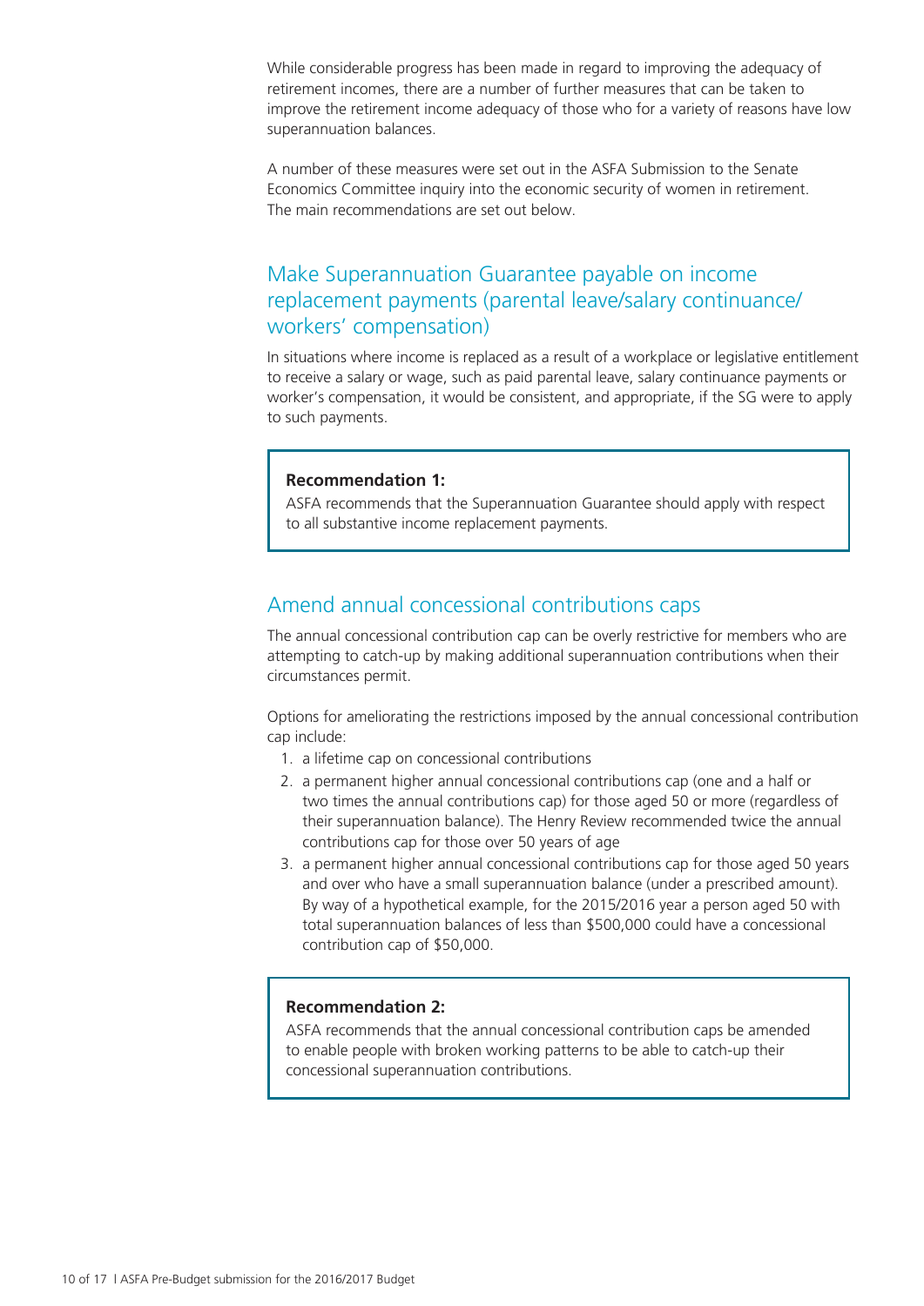While considerable progress has been made in regard to improving the adequacy of retirement incomes, there are a number of further measures that can be taken to improve the retirement income adequacy of those who for a variety of reasons have low superannuation balances.

A number of these measures were set out in the ASFA Submission to the Senate Economics Committee inquiry into the economic security of women in retirement. The main recommendations are set out below.

## Make Superannuation Guarantee payable on income replacement payments (parental leave/salary continuance/workers' compensation)

In situations where income is replaced as a result of a workplace or legislative entitlement to receive a salary or wage, such as paid parental leave, salary continuance payments or worker's compensation, it would be consistent, and appropriate, if the SG were to apply to such payments.

> **Recommendation 1:**
> ASFA recommends that the Superannuation Guarantee should apply with respect to all substantive income replacement payments.

## Amend annual concessional contributions caps

The annual concessional contribution cap can be overly restrictive for members who are attempting to catch-up by making additional superannuation contributions when their circumstances permit.

Options for ameliorating the restrictions imposed by the annual concessional contribution cap include:

1. a lifetime cap on concessional contributions
2. a permanent higher annual concessional contributions cap (one and a half or two times the annual contributions cap) for those aged 50 or more (regardless of their superannuation balance). The Henry Review recommended twice the annual contributions cap for those over 50 years of age
3. a permanent higher annual concessional contributions cap for those aged 50 years and over who have a small superannuation balance (under a prescribed amount). By way of a hypothetical example, for the 2015/2016 year a person aged 50 with total superannuation balances of less than $500,000 could have a concessional contribution cap of $50,000.

> **Recommendation 2:**
> ASFA recommends that the annual concessional contribution caps be amended to enable people with broken working patterns to be able to catch-up their concessional superannuation contributions.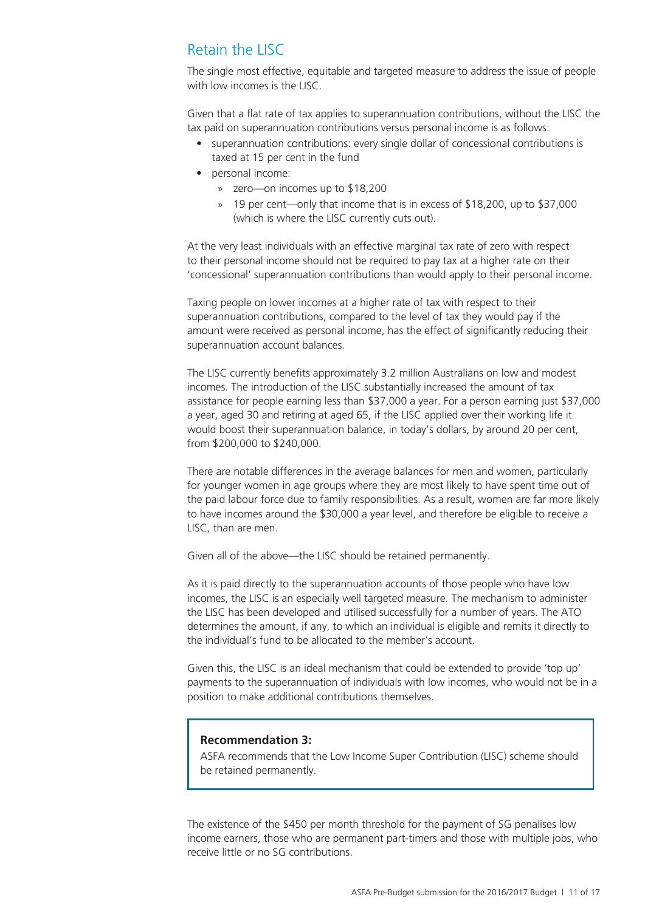## Retain the LISC

The single most effective, equitable and targeted measure to address the issue of people with low incomes is the LISC.

Given that a flat rate of tax applies to superannuation contributions, without the LISC the tax paid on superannuation contributions versus personal income is as follows:

- superannuation contributions: every single dollar of concessional contributions is taxed at 15 per cent in the fund
- personal income:
  - zero—on incomes up to $18,200
  - 19 per cent—only that income that is in excess of $18,200, up to $37,000 (which is where the LISC currently cuts out).

At the very least individuals with an effective marginal tax rate of zero with respect to their personal income should not be required to pay tax at a higher rate on their 'concessional' superannuation contributions than would apply to their personal income.

Taxing people on lower incomes at a higher rate of tax with respect to their superannuation contributions, compared to the level of tax they would pay if the amount were received as personal income, has the effect of significantly reducing their superannuation account balances.

The LISC currently benefits approximately 3.2 million Australians on low and modest incomes. The introduction of the LISC substantially increased the amount of tax assistance for people earning less than $37,000 a year. For a person earning just $37,000 a year, aged 30 and retiring at aged 65, if the LISC applied over their working life it would boost their superannuation balance, in today's dollars, by around 20 per cent, from $200,000 to $240,000.

There are notable differences in the average balances for men and women, particularly for younger women in age groups where they are most likely to have spent time out of the paid labour force due to family responsibilities. As a result, women are far more likely to have incomes around the $30,000 a year level, and therefore be eligible to receive a LISC, than are men.

Given all of the above—the LISC should be retained permanently.

As it is paid directly to the superannuation accounts of those people who have low incomes, the LISC is an especially well targeted measure. The mechanism to administer the LISC has been developed and utilised successfully for a number of years. The ATO determines the amount, if any, to which an individual is eligible and remits it directly to the individual's fund to be allocated to the member's account.

Given this, the LISC is an ideal mechanism that could be extended to provide 'top up' payments to the superannuation of individuals with low incomes, who would not be in a position to make additional contributions themselves.

> **Recommendation 3:**
> ASFA recommends that the Low Income Super Contribution (LISC) scheme should be retained permanently.

The existence of the $450 per month threshold for the payment of SG penalises low income earners, those who are permanent part-timers and those with multiple jobs, who receive little or no SG contributions.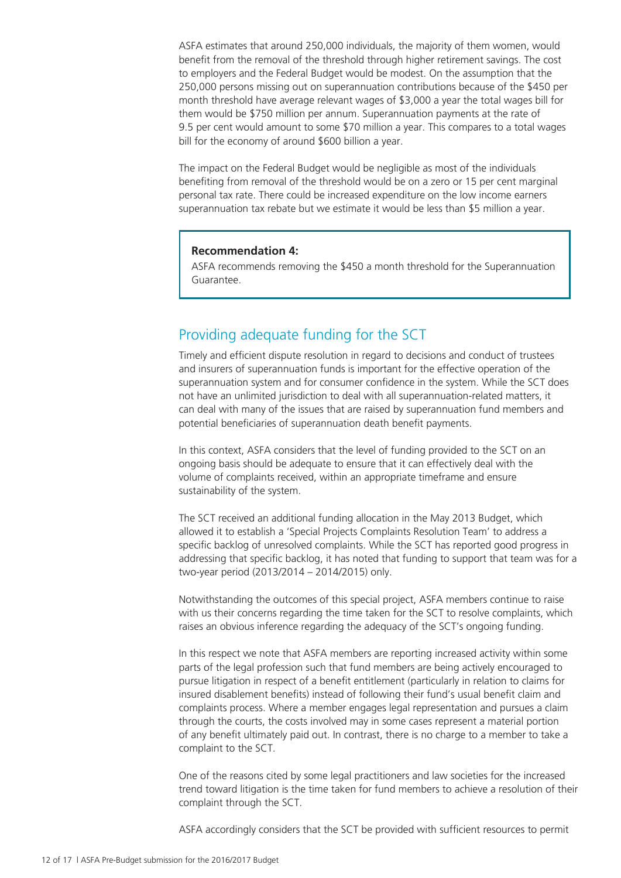ASFA estimates that around 250,000 individuals, the majority of them women, would benefit from the removal of the threshold through higher retirement savings. The cost to employers and the Federal Budget would be modest. On the assumption that the 250,000 persons missing out on superannuation contributions because of the $450 per month threshold have average relevant wages of $3,000 a year the total wages bill for them would be $750 million per annum. Superannuation payments at the rate of 9.5 per cent would amount to some $70 million a year. This compares to a total wages bill for the economy of around $600 billion a year.

The impact on the Federal Budget would be negligible as most of the individuals benefiting from removal of the threshold would be on a zero or 15 per cent marginal personal tax rate. There could be increased expenditure on the low income earners superannuation tax rebate but we estimate it would be less than $5 million a year.

> **Recommendation 4:**
> ASFA recommends removing the $450 a month threshold for the Superannuation Guarantee.

## Providing adequate funding for the SCT

Timely and efficient dispute resolution in regard to decisions and conduct of trustees and insurers of superannuation funds is important for the effective operation of the superannuation system and for consumer confidence in the system. While the SCT does not have an unlimited jurisdiction to deal with all superannuation-related matters, it can deal with many of the issues that are raised by superannuation fund members and potential beneficiaries of superannuation death benefit payments.

In this context, ASFA considers that the level of funding provided to the SCT on an ongoing basis should be adequate to ensure that it can effectively deal with the volume of complaints received, within an appropriate timeframe and ensure sustainability of the system.

The SCT received an additional funding allocation in the May 2013 Budget, which allowed it to establish a 'Special Projects Complaints Resolution Team' to address a specific backlog of unresolved complaints. While the SCT has reported good progress in addressing that specific backlog, it has noted that funding to support that team was for a two-year period (2013/2014 – 2014/2015) only.

Notwithstanding the outcomes of this special project, ASFA members continue to raise with us their concerns regarding the time taken for the SCT to resolve complaints, which raises an obvious inference regarding the adequacy of the SCT's ongoing funding.

In this respect we note that ASFA members are reporting increased activity within some parts of the legal profession such that fund members are being actively encouraged to pursue litigation in respect of a benefit entitlement (particularly in relation to claims for insured disablement benefits) instead of following their fund's usual benefit claim and complaints process. Where a member engages legal representation and pursues a claim through the courts, the costs involved may in some cases represent a material portion of any benefit ultimately paid out. In contrast, there is no charge to a member to take a complaint to the SCT.

One of the reasons cited by some legal practitioners and law societies for the increased trend toward litigation is the time taken for fund members to achieve a resolution of their complaint through the SCT.

ASFA accordingly considers that the SCT be provided with sufficient resources to permit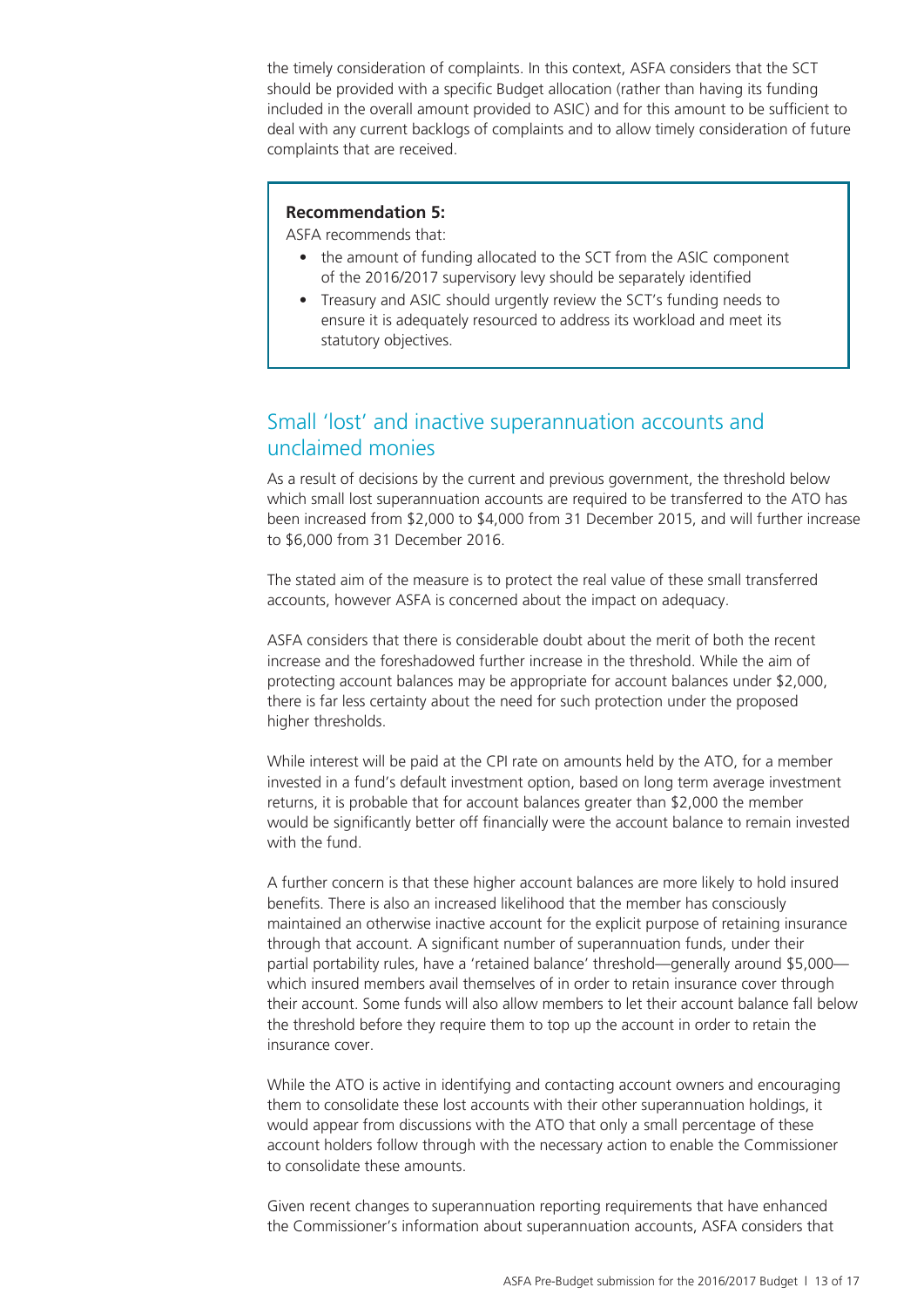the timely consideration of complaints. In this context, ASFA considers that the SCT should be provided with a specific Budget allocation (rather than having its funding included in the overall amount provided to ASIC) and for this amount to be sufficient to deal with any current backlogs of complaints and to allow timely consideration of future complaints that are received.

> **Recommendation 5:**
>
> ASFA recommends that:
>
> - the amount of funding allocated to the SCT from the ASIC component of the 2016/2017 supervisory levy should be separately identified
> - Treasury and ASIC should urgently review the SCT's funding needs to ensure it is adequately resourced to address its workload and meet its statutory objectives.

## Small 'lost' and inactive superannuation accounts and unclaimed monies

As a result of decisions by the current and previous government, the threshold below which small lost superannuation accounts are required to be transferred to the ATO has been increased from $2,000 to $4,000 from 31 December 2015, and will further increase to $6,000 from 31 December 2016.

The stated aim of the measure is to protect the real value of these small transferred accounts, however ASFA is concerned about the impact on adequacy.

ASFA considers that there is considerable doubt about the merit of both the recent increase and the foreshadowed further increase in the threshold. While the aim of protecting account balances may be appropriate for account balances under $2,000, there is far less certainty about the need for such protection under the proposed higher thresholds.

While interest will be paid at the CPI rate on amounts held by the ATO, for a member invested in a fund's default investment option, based on long term average investment returns, it is probable that for account balances greater than $2,000 the member would be significantly better off financially were the account balance to remain invested with the fund.

A further concern is that these higher account balances are more likely to hold insured benefits. There is also an increased likelihood that the member has consciously maintained an otherwise inactive account for the explicit purpose of retaining insurance through that account. A significant number of superannuation funds, under their partial portability rules, have a 'retained balance' threshold—generally around $5,000—which insured members avail themselves of in order to retain insurance cover through their account. Some funds will also allow members to let their account balance fall below the threshold before they require them to top up the account in order to retain the insurance cover.

While the ATO is active in identifying and contacting account owners and encouraging them to consolidate these lost accounts with their other superannuation holdings, it would appear from discussions with the ATO that only a small percentage of these account holders follow through with the necessary action to enable the Commissioner to consolidate these amounts.

Given recent changes to superannuation reporting requirements that have enhanced the Commissioner's information about superannuation accounts, ASFA considers that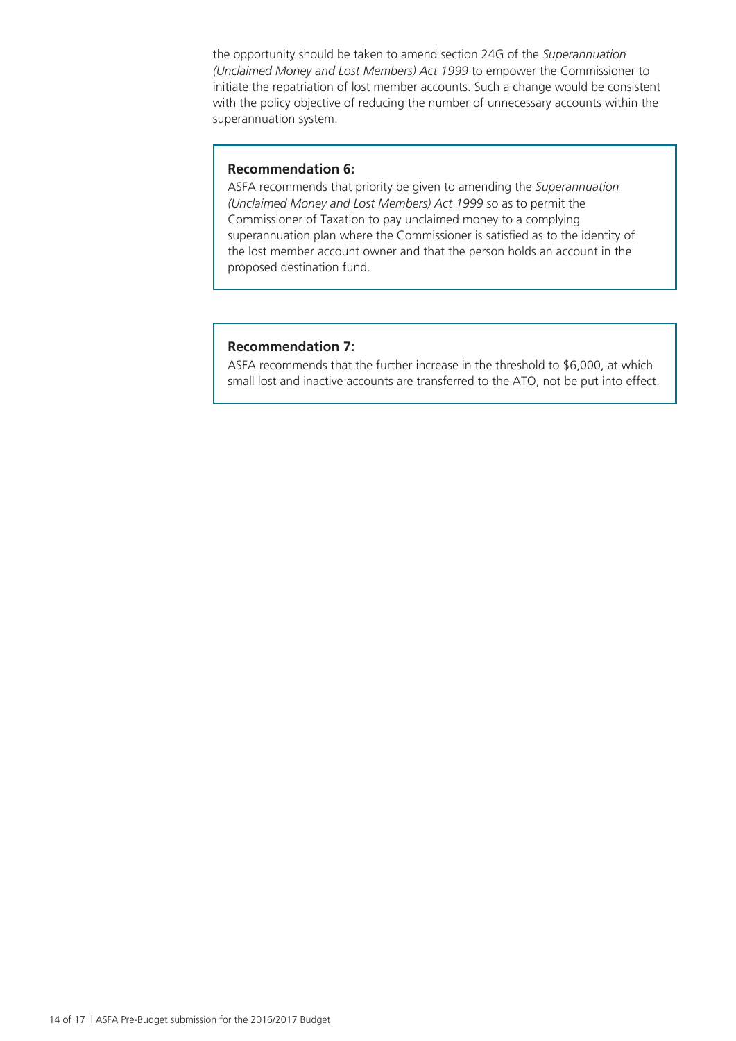the opportunity should be taken to amend section 24G of the *Superannuation (Unclaimed Money and Lost Members) Act 1999* to empower the Commissioner to initiate the repatriation of lost member accounts. Such a change would be consistent with the policy objective of reducing the number of unnecessary accounts within the superannuation system.

**Recommendation 6:**

ASFA recommends that priority be given to amending the *Superannuation (Unclaimed Money and Lost Members) Act 1999* so as to permit the Commissioner of Taxation to pay unclaimed money to a complying superannuation plan where the Commissioner is satisfied as to the identity of the lost member account owner and that the person holds an account in the proposed destination fund.

**Recommendation 7:**

ASFA recommends that the further increase in the threshold to $6,000, at which small lost and inactive accounts are transferred to the ATO, not be put into effect.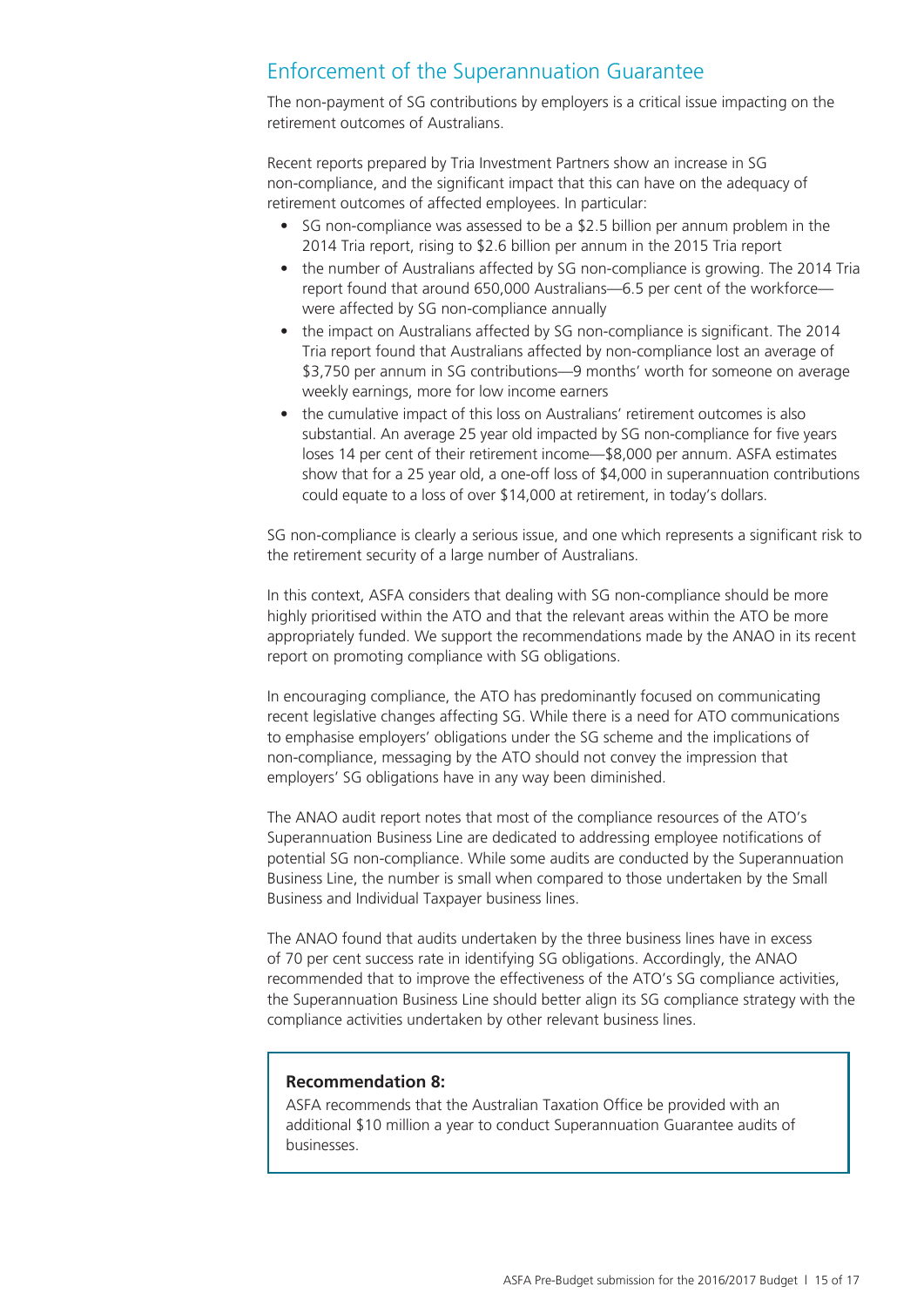## Enforcement of the Superannuation Guarantee

The non-payment of SG contributions by employers is a critical issue impacting on the retirement outcomes of Australians.

Recent reports prepared by Tria Investment Partners show an increase in SG non-compliance, and the significant impact that this can have on the adequacy of retirement outcomes of affected employees. In particular:

- SG non-compliance was assessed to be a $2.5 billion per annum problem in the 2014 Tria report, rising to $2.6 billion per annum in the 2015 Tria report
- the number of Australians affected by SG non-compliance is growing. The 2014 Tria report found that around 650,000 Australians—6.5 per cent of the workforce—were affected by SG non-compliance annually
- the impact on Australians affected by SG non-compliance is significant. The 2014 Tria report found that Australians affected by non-compliance lost an average of $3,750 per annum in SG contributions—9 months' worth for someone on average weekly earnings, more for low income earners
- the cumulative impact of this loss on Australians' retirement outcomes is also substantial. An average 25 year old impacted by SG non-compliance for five years loses 14 per cent of their retirement income—$8,000 per annum. ASFA estimates show that for a 25 year old, a one-off loss of $4,000 in superannuation contributions could equate to a loss of over $14,000 at retirement, in today's dollars.

SG non-compliance is clearly a serious issue, and one which represents a significant risk to the retirement security of a large number of Australians.

In this context, ASFA considers that dealing with SG non-compliance should be more highly prioritised within the ATO and that the relevant areas within the ATO be more appropriately funded. We support the recommendations made by the ANAO in its recent report on promoting compliance with SG obligations.

In encouraging compliance, the ATO has predominantly focused on communicating recent legislative changes affecting SG. While there is a need for ATO communications to emphasise employers' obligations under the SG scheme and the implications of non-compliance, messaging by the ATO should not convey the impression that employers' SG obligations have in any way been diminished.

The ANAO audit report notes that most of the compliance resources of the ATO's Superannuation Business Line are dedicated to addressing employee notifications of potential SG non-compliance. While some audits are conducted by the Superannuation Business Line, the number is small when compared to those undertaken by the Small Business and Individual Taxpayer business lines.

The ANAO found that audits undertaken by the three business lines have in excess of 70 per cent success rate in identifying SG obligations. Accordingly, the ANAO recommended that to improve the effectiveness of the ATO's SG compliance activities, the Superannuation Business Line should better align its SG compliance strategy with the compliance activities undertaken by other relevant business lines.

**Recommendation 8:**

ASFA recommends that the Australian Taxation Office be provided with an additional $10 million a year to conduct Superannuation Guarantee audits of businesses.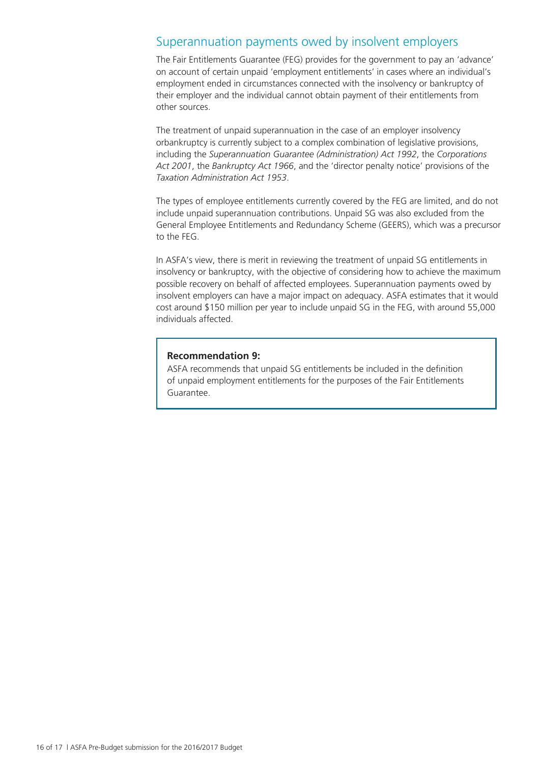## Superannuation payments owed by insolvent employers

The Fair Entitlements Guarantee (FEG) provides for the government to pay an 'advance' on account of certain unpaid 'employment entitlements' in cases where an individual's employment ended in circumstances connected with the insolvency or bankruptcy of their employer and the individual cannot obtain payment of their entitlements from other sources.

The treatment of unpaid superannuation in the case of an employer insolvency orbankruptcy is currently subject to a complex combination of legislative provisions, including the *Superannuation Guarantee (Administration) Act 1992*, the *Corporations Act 2001*, the *Bankruptcy Act 1966*, and the 'director penalty notice' provisions of the *Taxation Administration Act 1953*.

The types of employee entitlements currently covered by the FEG are limited, and do not include unpaid superannuation contributions. Unpaid SG was also excluded from the General Employee Entitlements and Redundancy Scheme (GEERS), which was a precursor to the FEG.

In ASFA's view, there is merit in reviewing the treatment of unpaid SG entitlements in insolvency or bankruptcy, with the objective of considering how to achieve the maximum possible recovery on behalf of affected employees. Superannuation payments owed by insolvent employers can have a major impact on adequacy. ASFA estimates that it would cost around \$150 million per year to include unpaid SG in the FEG, with around 55,000 individuals affected.

**Recommendation 9:**

ASFA recommends that unpaid SG entitlements be included in the definition of unpaid employment entitlements for the purposes of the Fair Entitlements Guarantee.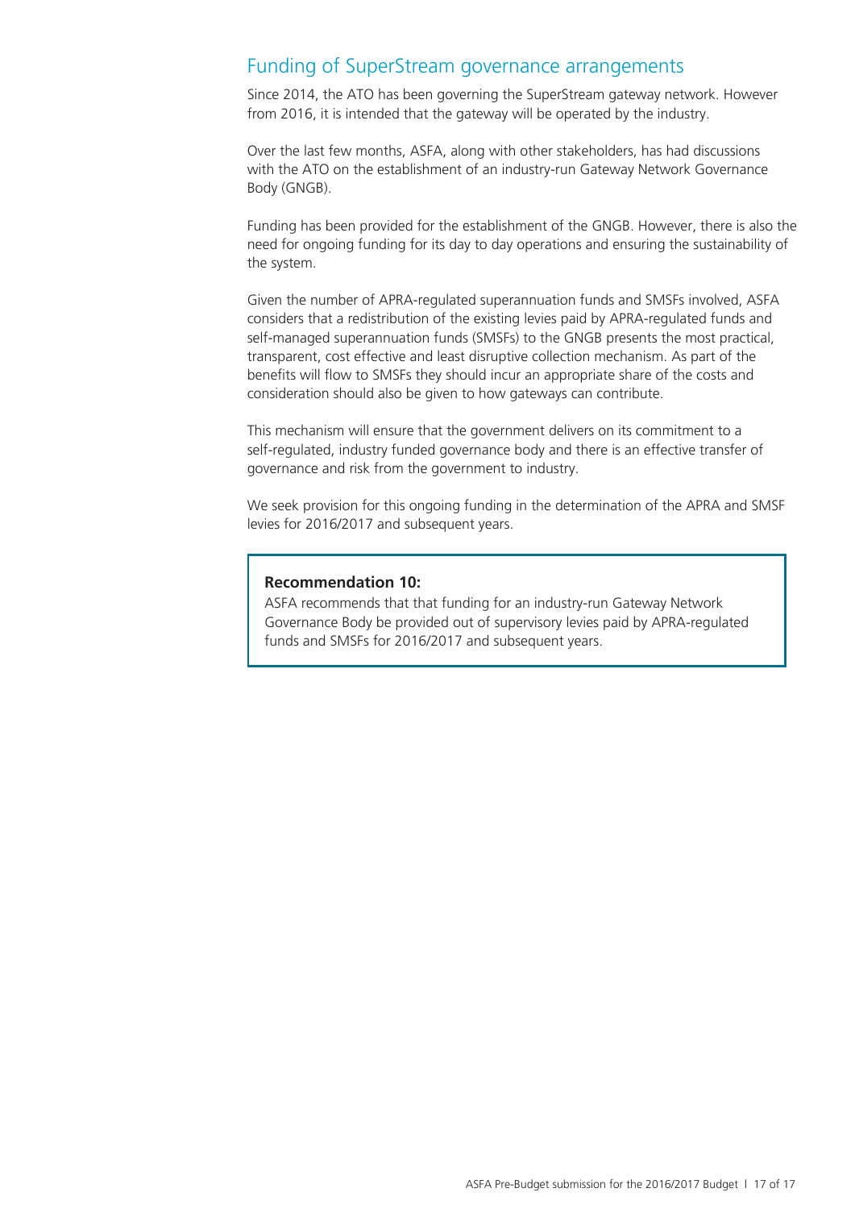## Funding of SuperStream governance arrangements

Since 2014, the ATO has been governing the SuperStream gateway network. However from 2016, it is intended that the gateway will be operated by the industry.

Over the last few months, ASFA, along with other stakeholders, has had discussions with the ATO on the establishment of an industry-run Gateway Network Governance Body (GNGB).

Funding has been provided for the establishment of the GNGB. However, there is also the need for ongoing funding for its day to day operations and ensuring the sustainability of the system.

Given the number of APRA-regulated superannuation funds and SMSFs involved, ASFA considers that a redistribution of the existing levies paid by APRA-regulated funds and self-managed superannuation funds (SMSFs) to the GNGB presents the most practical, transparent, cost effective and least disruptive collection mechanism. As part of the benefits will flow to SMSFs they should incur an appropriate share of the costs and consideration should also be given to how gateways can contribute.

This mechanism will ensure that the government delivers on its commitment to a self-regulated, industry funded governance body and there is an effective transfer of governance and risk from the government to industry.

We seek provision for this ongoing funding in the determination of the APRA and SMSF levies for 2016/2017 and subsequent years.

> **Recommendation 10:**
>
> ASFA recommends that that funding for an industry-run Gateway Network Governance Body be provided out of supervisory levies paid by APRA-regulated funds and SMSFs for 2016/2017 and subsequent years.